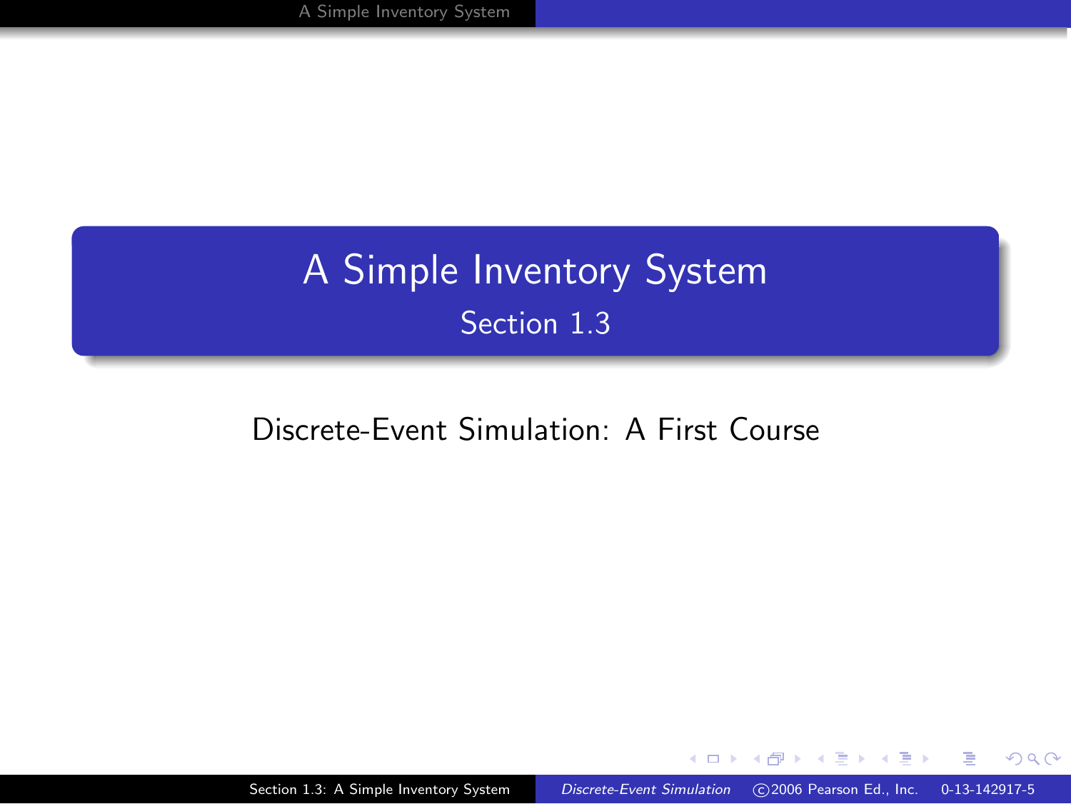# A Simple Inventory System

## Section 1.3

Discrete-Event Simulation: A First Course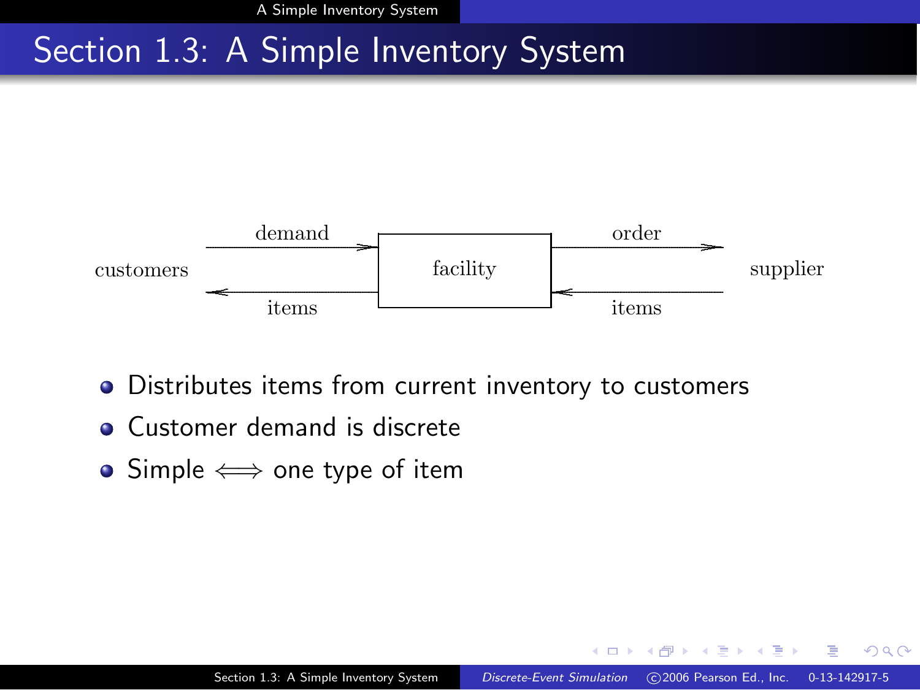# Section 1.3: A Simple Inventory System

customers

demand

items

facility

order

items

supplier

- Distributes items from current inventory to customers
- Customer demand is discrete
- Simple $\Longleftrightarrow$ one type of item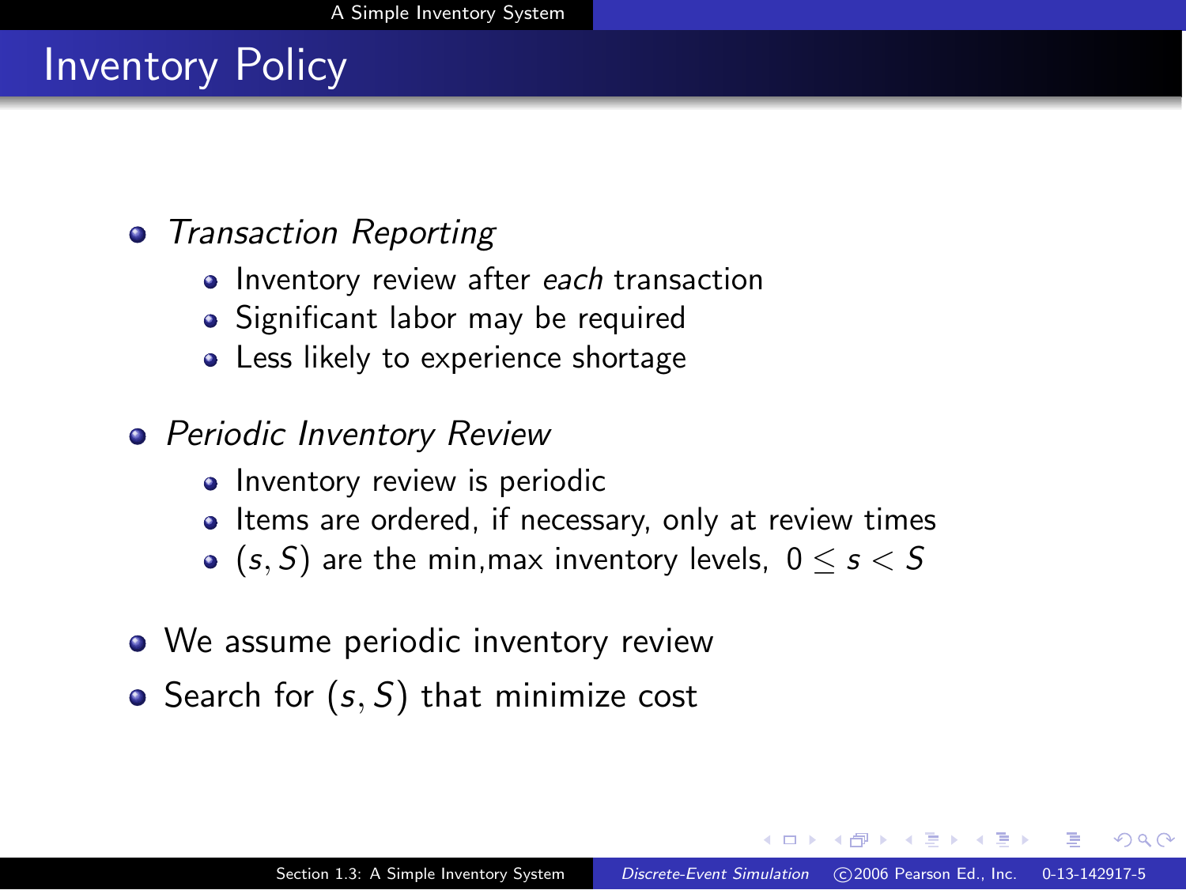# Inventory Policy

- *Transaction Reporting*
  - Inventory review after *each* transaction
  - Significant labor may be required
  - Less likely to experience shortage
- *Periodic Inventory Review*
  - Inventory review is periodic
  - Items are ordered, if necessary, only at review times
  - $(s, S)$ are the min,max inventory levels, $0 \leq s < S$
- We assume periodic inventory review
- Search for $(s, S)$ that minimize cost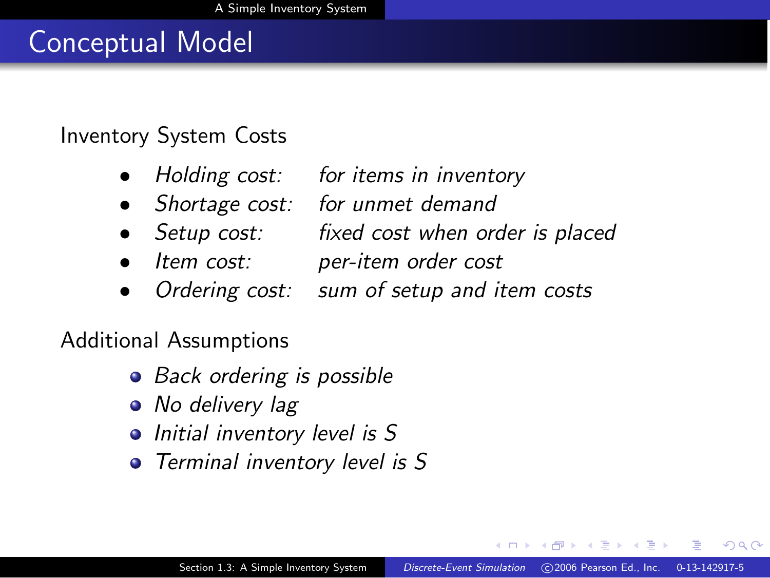# Conceptual Model

Inventory System Costs

- *Holding cost:* *for items in inventory*
- *Shortage cost:* *for unmet demand*
- *Setup cost:* *fixed cost when order is placed*
- *Item cost:* *per-item order cost*
- *Ordering cost:* *sum of setup and item costs*

Additional Assumptions

- *Back ordering is possible*
- *No delivery lag*
- *Initial inventory level is $S$*
- *Terminal inventory level is $S$*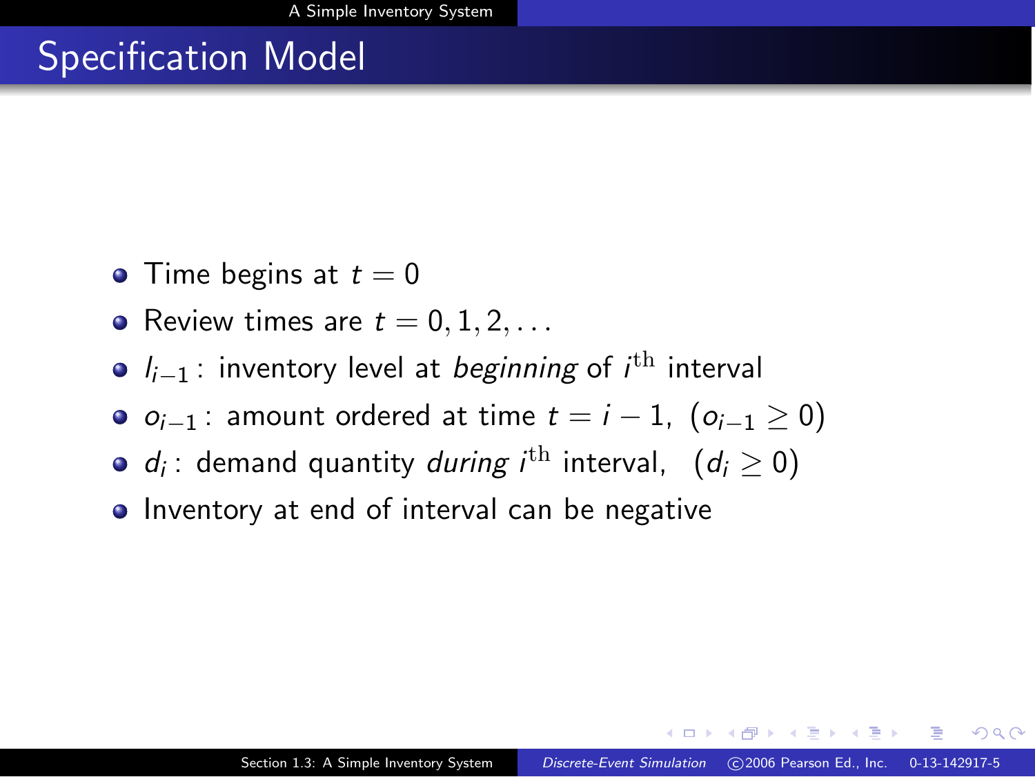# Specification Model

- Time begins at $t = 0$
- Review times are $t = 0, 1, 2, \ldots$
- $l_{i-1}$ : inventory level at *beginning* of $i^{\text{th}}$ interval
- $o_{i-1}$ : amount ordered at time $t = i - 1$, $(o_{i-1} \geq 0)$
- $d_i$ : demand quantity *during* $i^{\text{th}}$ interval, $(d_i \geq 0)$
- Inventory at end of interval can be negative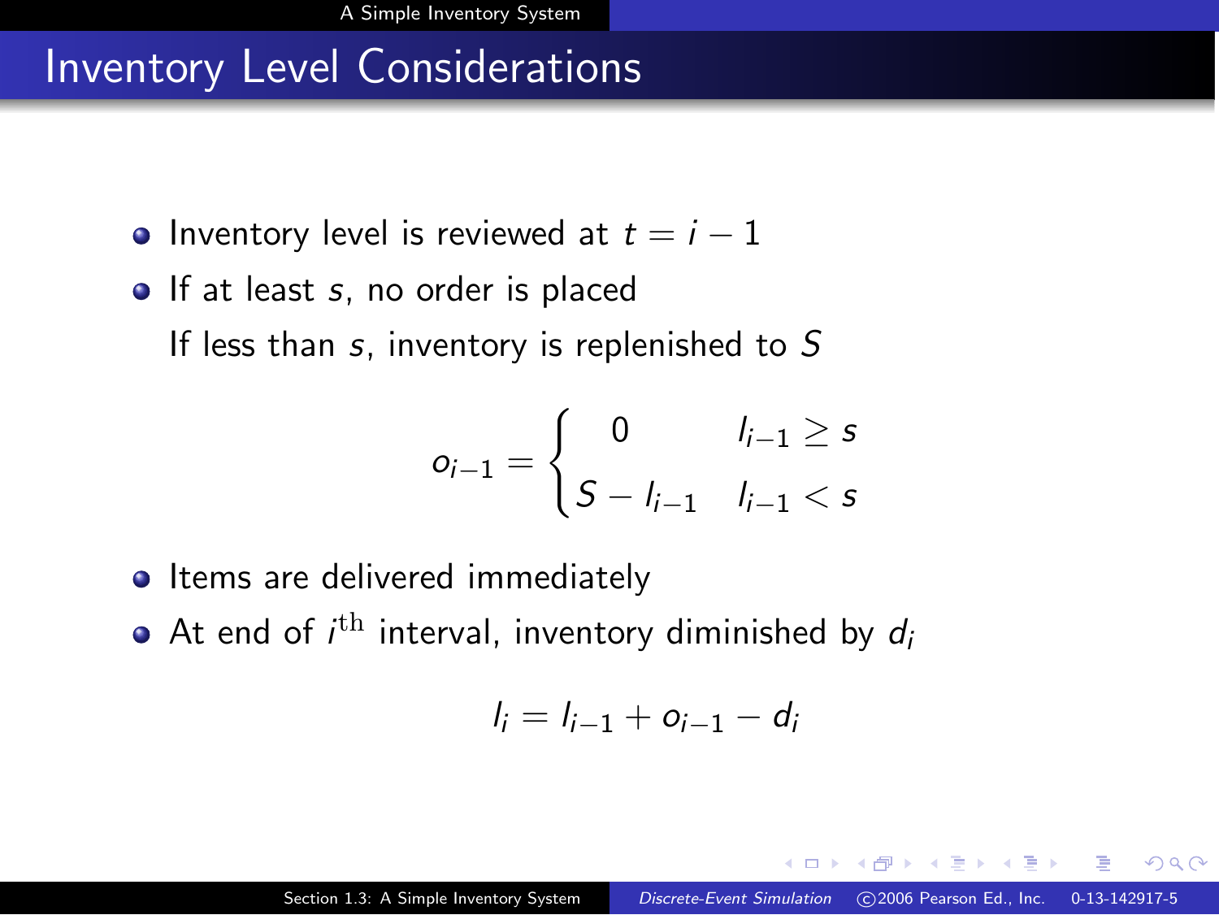# Inventory Level Considerations

- Inventory level is reviewed at $t = i - 1$
- If at least $s$, no order is placed

  If less than $s$, inventory is replenished to $S$

$$o_{i-1} = \begin{cases} 0 & l_{i-1} \geq s \\ S - l_{i-1} & l_{i-1} < s \end{cases}$$

- Items are delivered immediately
- At end of $i^{\text{th}}$ interval, inventory diminished by $d_i$

$$l_i = l_{i-1} + o_{i-1} - d_i$$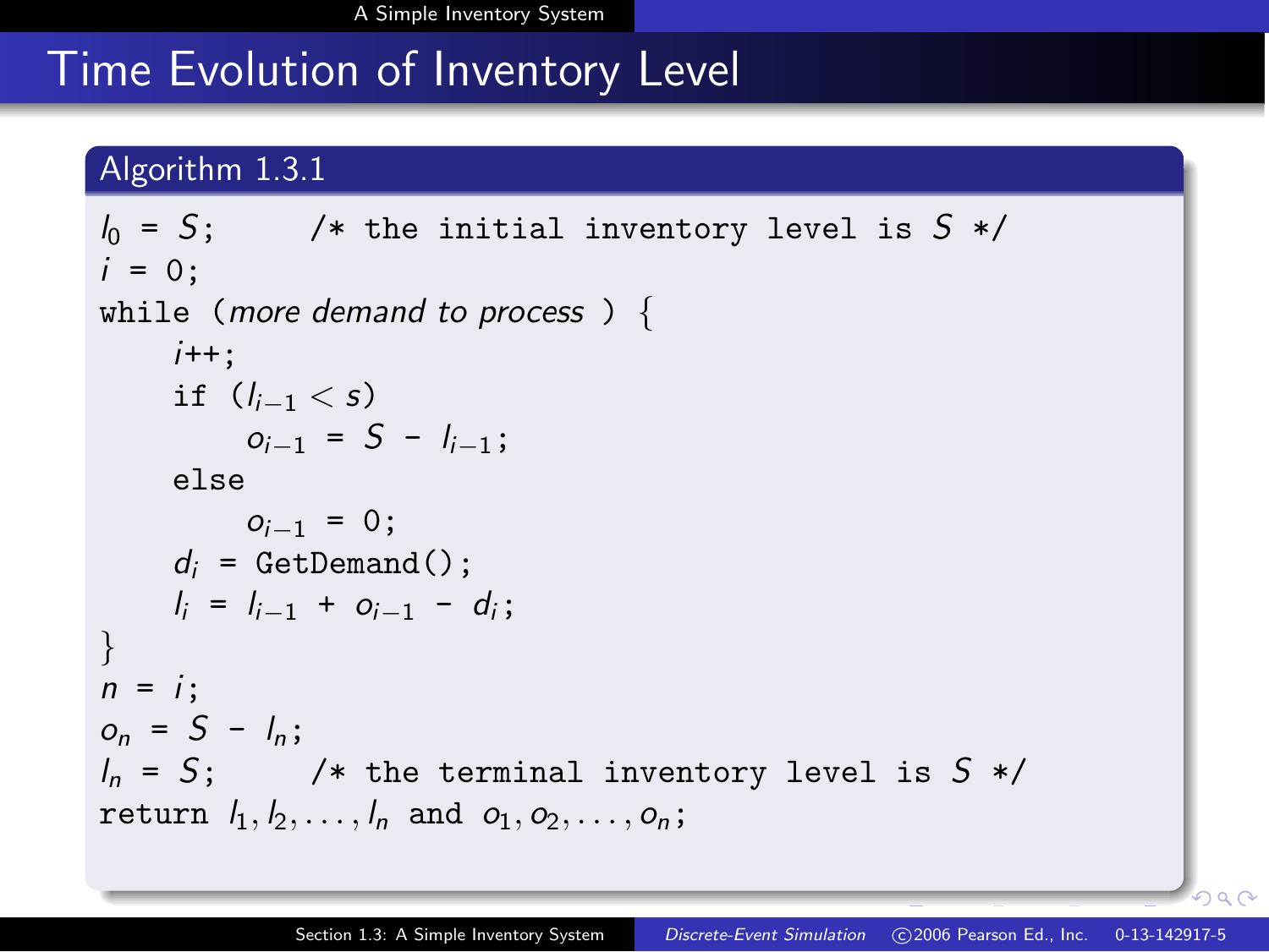# Time Evolution of Inventory Level

**Algorithm 1.3.1**

```
l_0 = S;     /* the initial inventory level is S */
i = 0;
while (more demand to process ) {
    i++;
    if (l_{i-1} < s)
        o_{i-1} = S - l_{i-1};
    else
        o_{i-1} = 0;
    d_i = GetDemand();
    l_i = l_{i-1} + o_{i-1} - d_i;
}
n = i;
o_n = S - l_n;
l_n = S;     /* the terminal inventory level is S */
return l_1, l_2, ..., l_n and o_1, o_2, ..., o_n;
```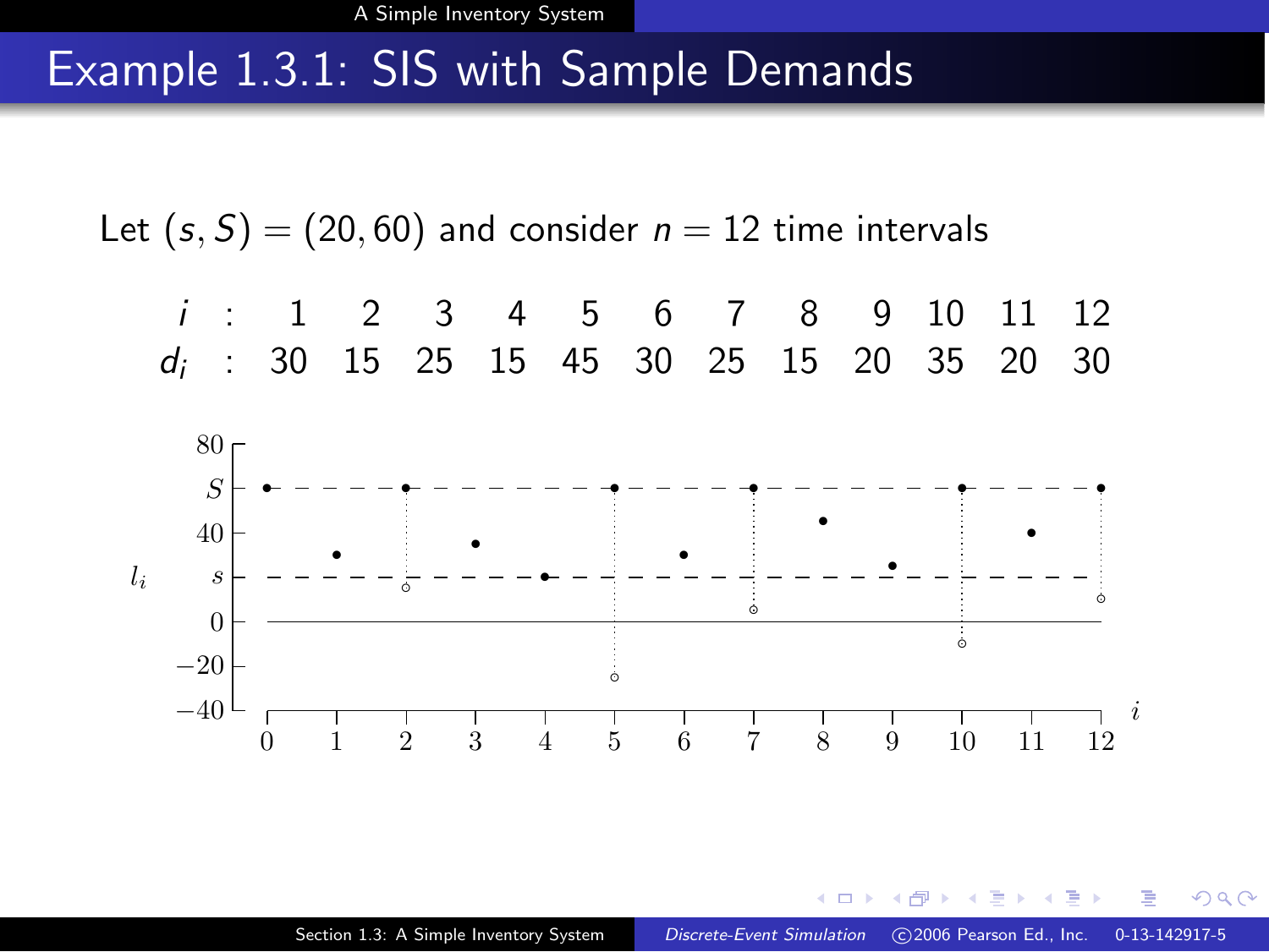# Example 1.3.1: SIS with Sample Demands

Let $(s, S) = (20, 60)$ and consider $n = 12$ time intervals

| $i$ | : | 1 | 2 | 3 | 4 | 5 | 6 | 7 | 8 | 9 | 10 | 11 | 12 |
|---|---|---|---|---|---|---|---|---|---|---|---|---|---|
| $d_i$ | : | 30 | 15 | 25 | 15 | 45 | 30 | 25 | 15 | 20 | 35 | 20 | 30 |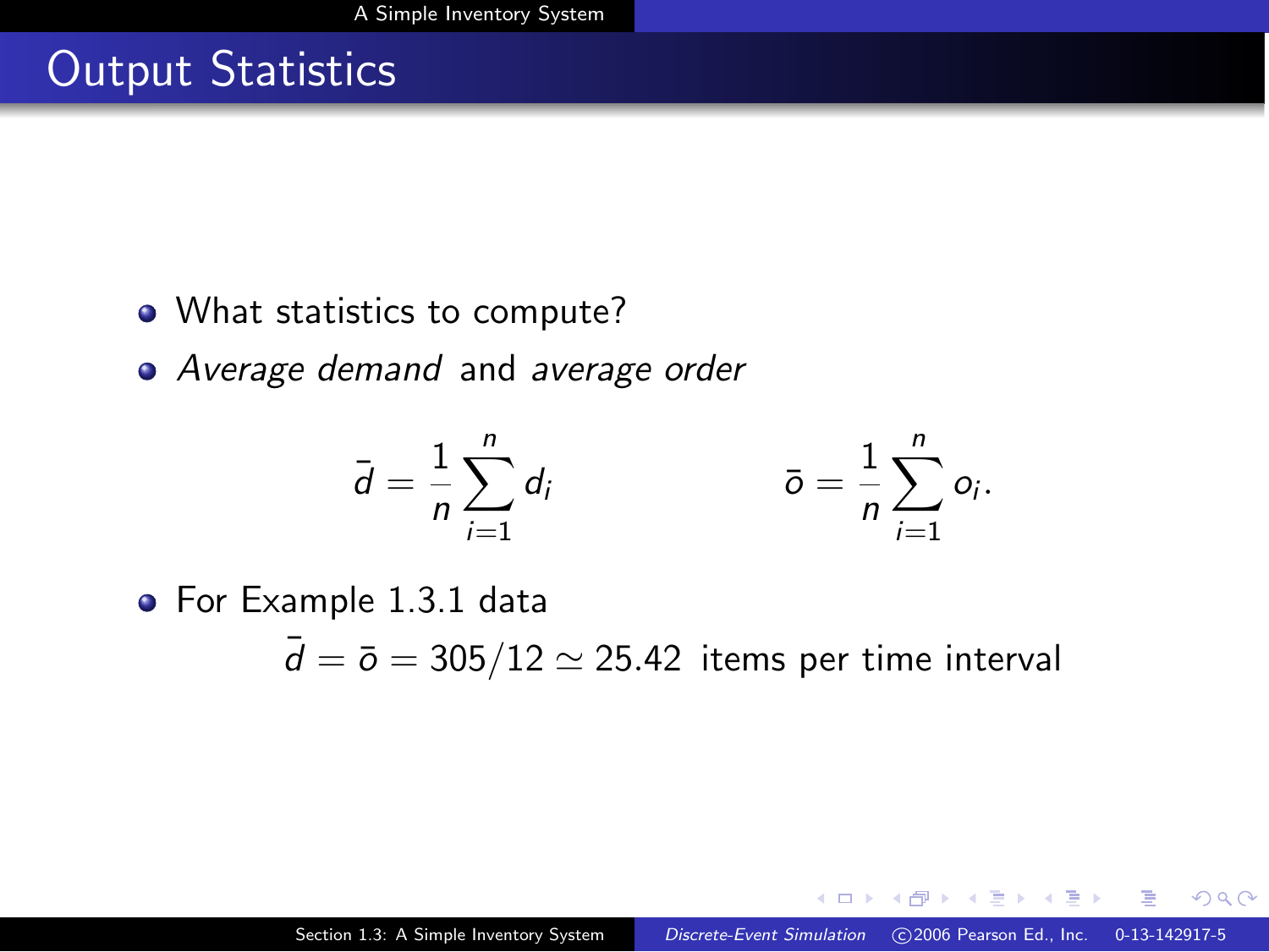# Output Statistics

- What statistics to compute?
- *Average demand* and *average order*

$$\bar{d} = \frac{1}{n}\sum_{i=1}^{n} d_i \qquad\qquad \bar{o} = \frac{1}{n}\sum_{i=1}^{n} o_i.$$

- For Example 1.3.1 data

  $\bar{d} = \bar{o} = 305/12 \simeq 25.42$ items per time interval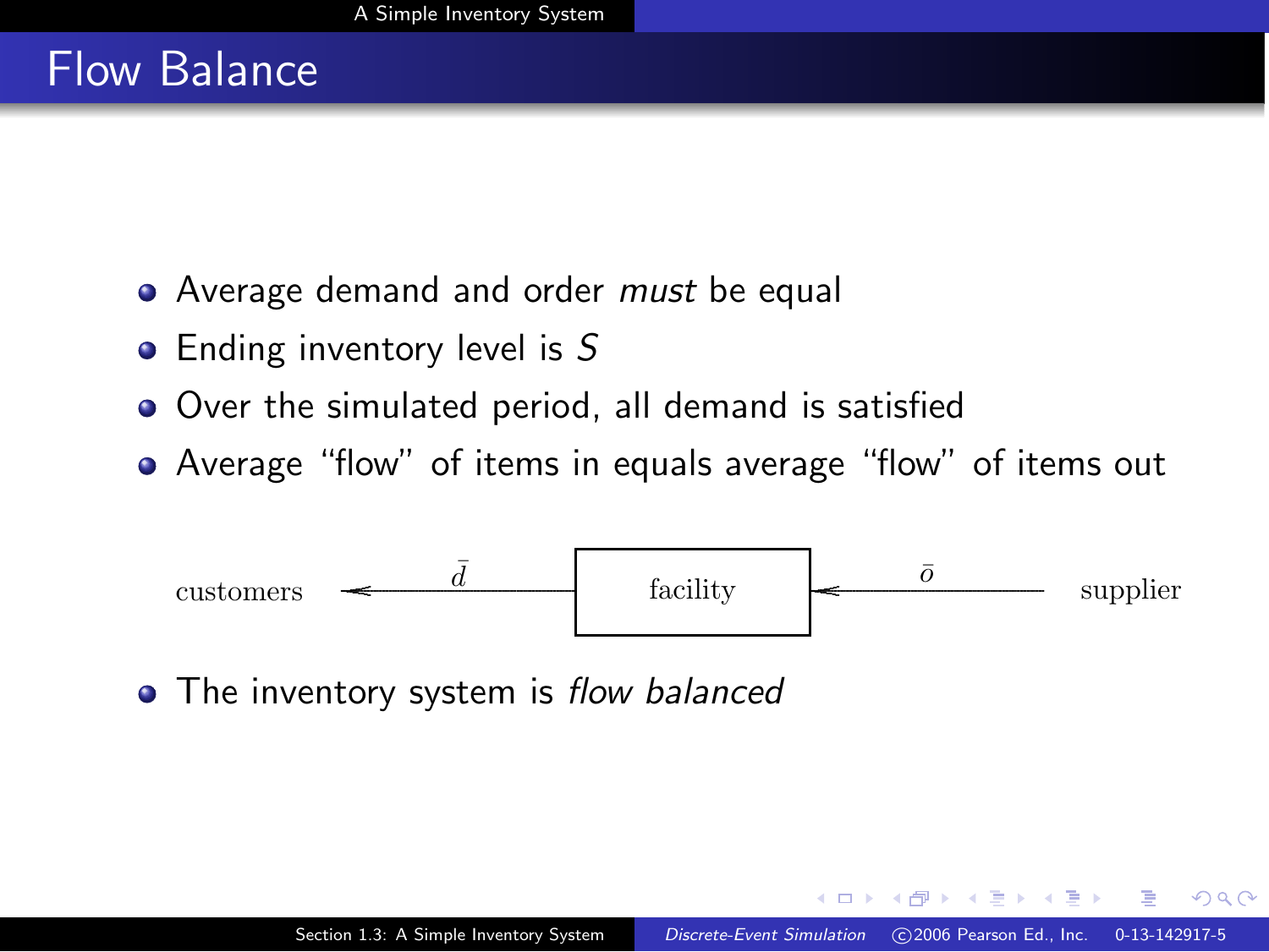# Flow Balance

- Average demand and order *must* be equal
- Ending inventory level is $S$
- Over the simulated period, all demand is satisfied
- Average "flow" of items in equals average "flow" of items out

customers ← $\bar{d}$ — facility ← $\bar{o}$ — supplier

- The inventory system is *flow balanced*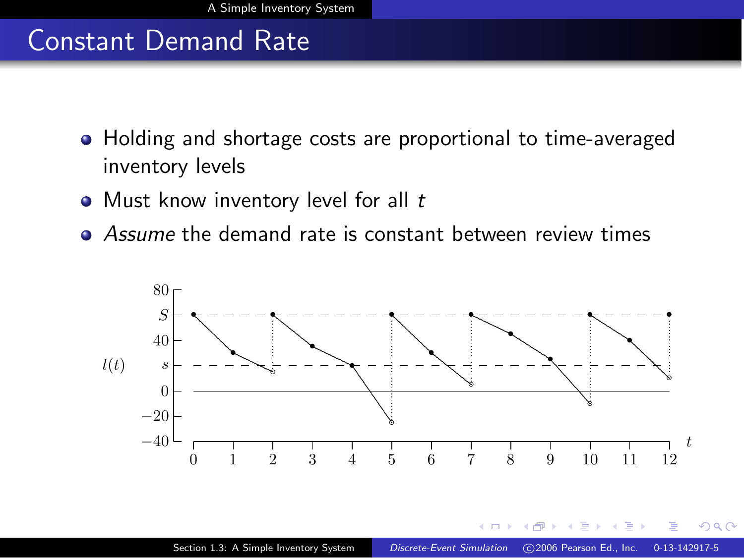# Constant Demand Rate

- Holding and shortage costs are proportional to time-averaged inventory levels
- Must know inventory level for all $t$
- *Assume* the demand rate is constant between review times

80
$S$
40
$s$
0
$-20$
$-40$
$l(t)$
0 1 2 3 4 5 6 7 8 9 10 11 12
$t$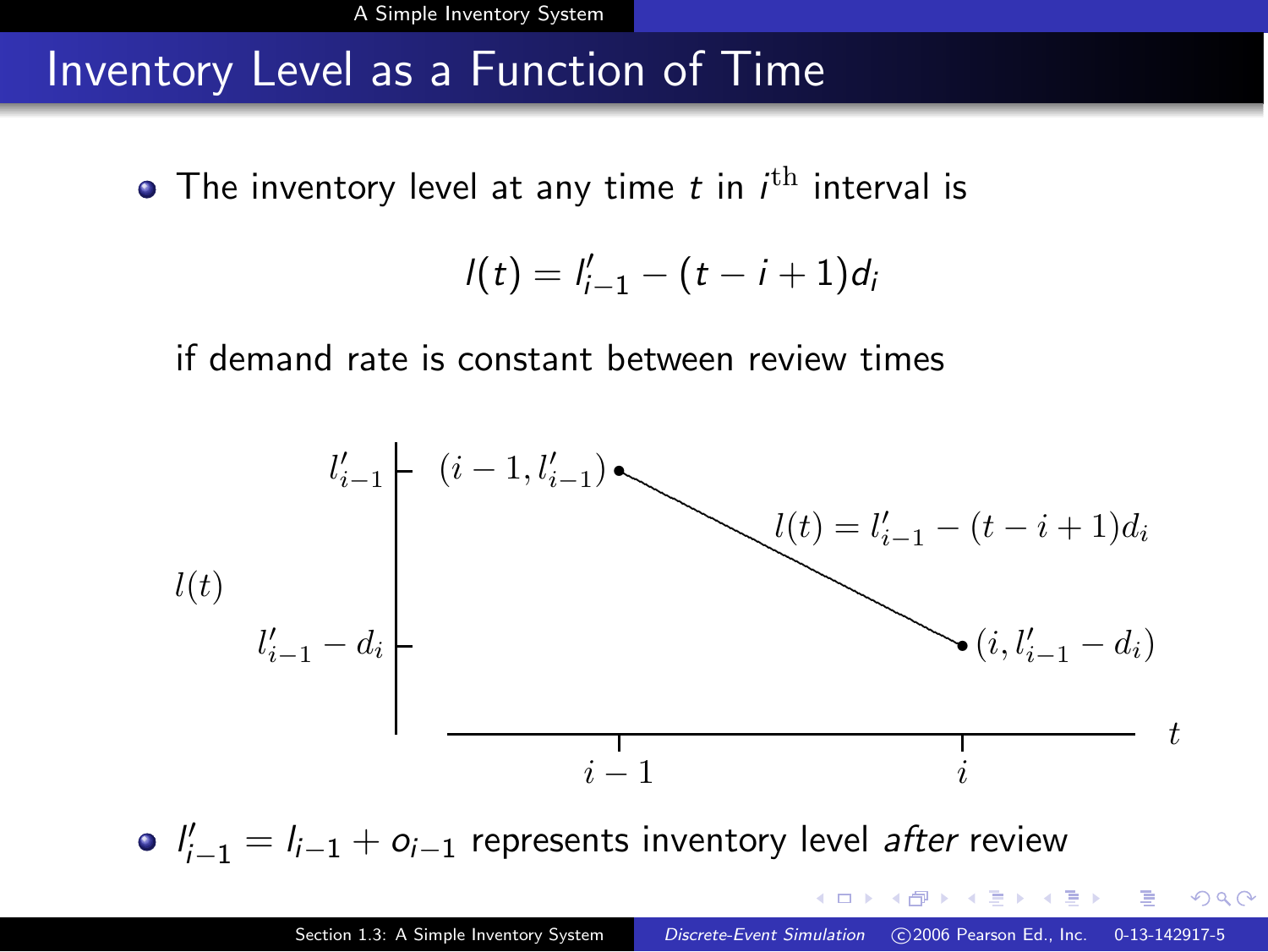## Inventory Level as a Function of Time

- The inventory level at any time $t$ in $i^{\text{th}}$ interval is

$$l(t) = l'_{i-1} - (t - i + 1)d_i$$

if demand rate is constant between review times

$l'_{i-1}$

$(i-1, l'_{i-1})$

$l(t) = l'_{i-1} - (t - i + 1)d_i$

$l(t)$

$l'_{i-1} - d_i$

$(i, l'_{i-1} - d_i)$

$t$

$i-1$

$i$

- $l'_{i-1} = l_{i-1} + o_{i-1}$ represents inventory level *after* review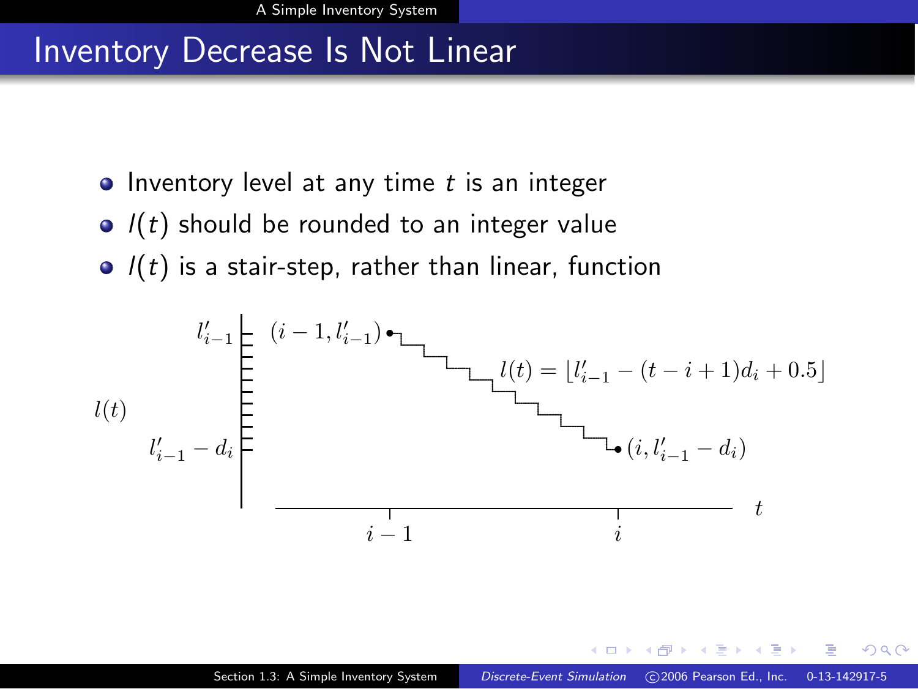# Inventory Decrease Is Not Linear

- Inventory level at any time $t$ is an integer
- $l(t)$ should be rounded to an integer value
- $l(t)$ is a stair-step, rather than linear, function

$l'_{i-1}$

$(i-1, l'_{i-1})$

$l(t) = \lfloor l'_{i-1} - (t - i + 1)d_i + 0.5 \rfloor$

$l(t)$

$l'_{i-1} - d_i$

$(i, l'_{i-1} - d_i)$

$t$

$i-1$

$i$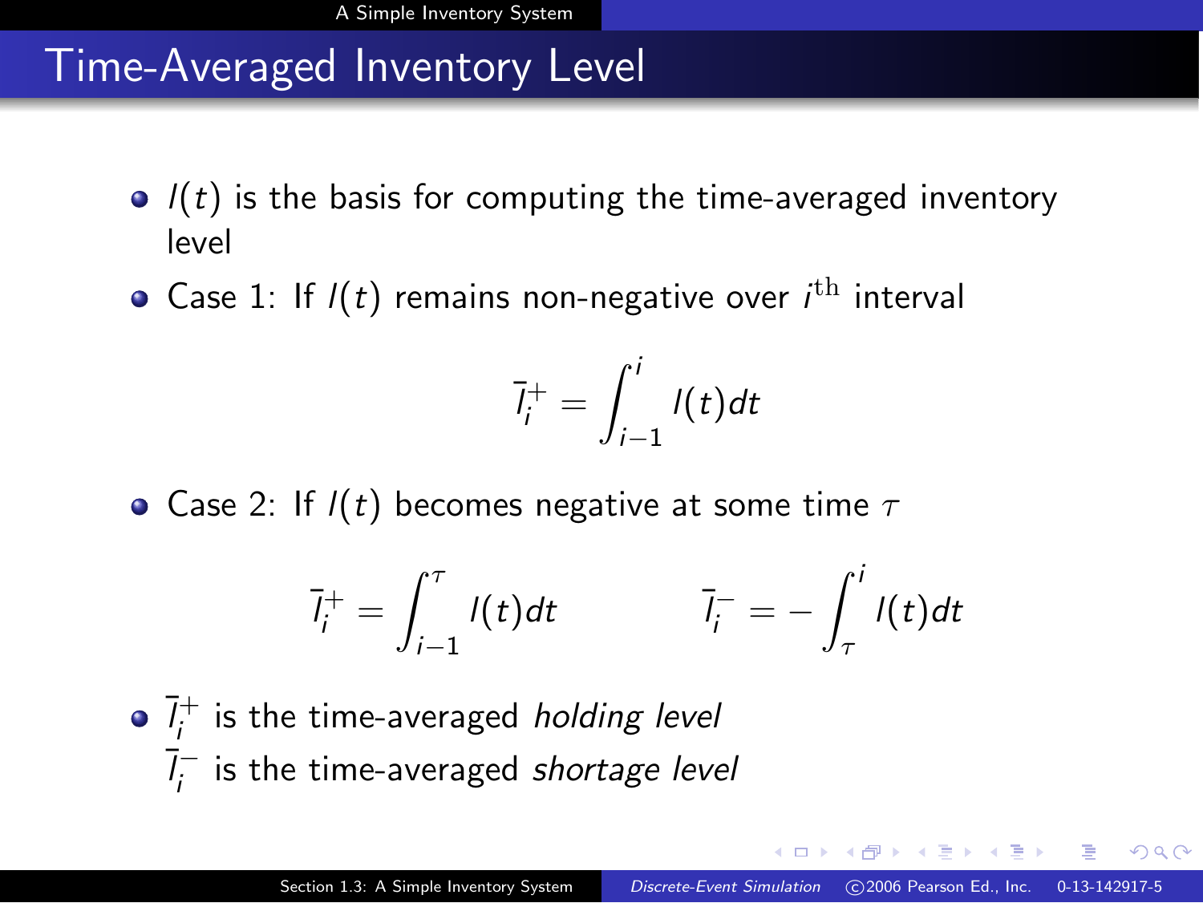# Time-Averaged Inventory Level

- $l(t)$ is the basis for computing the time-averaged inventory level
- Case 1: If $l(t)$ remains non-negative over $i^{\text{th}}$ interval

$$\bar{l}_i^+ = \int_{i-1}^{i} l(t)dt$$

- Case 2: If $l(t)$ becomes negative at some time $\tau$

$$\bar{l}_i^+ = \int_{i-1}^{\tau} l(t)dt \qquad \bar{l}_i^- = -\int_{\tau}^{i} l(t)dt$$

- $\bar{l}_i^+$ is the time-averaged *holding level*
  $\bar{l}_i^-$ is the time-averaged *shortage level*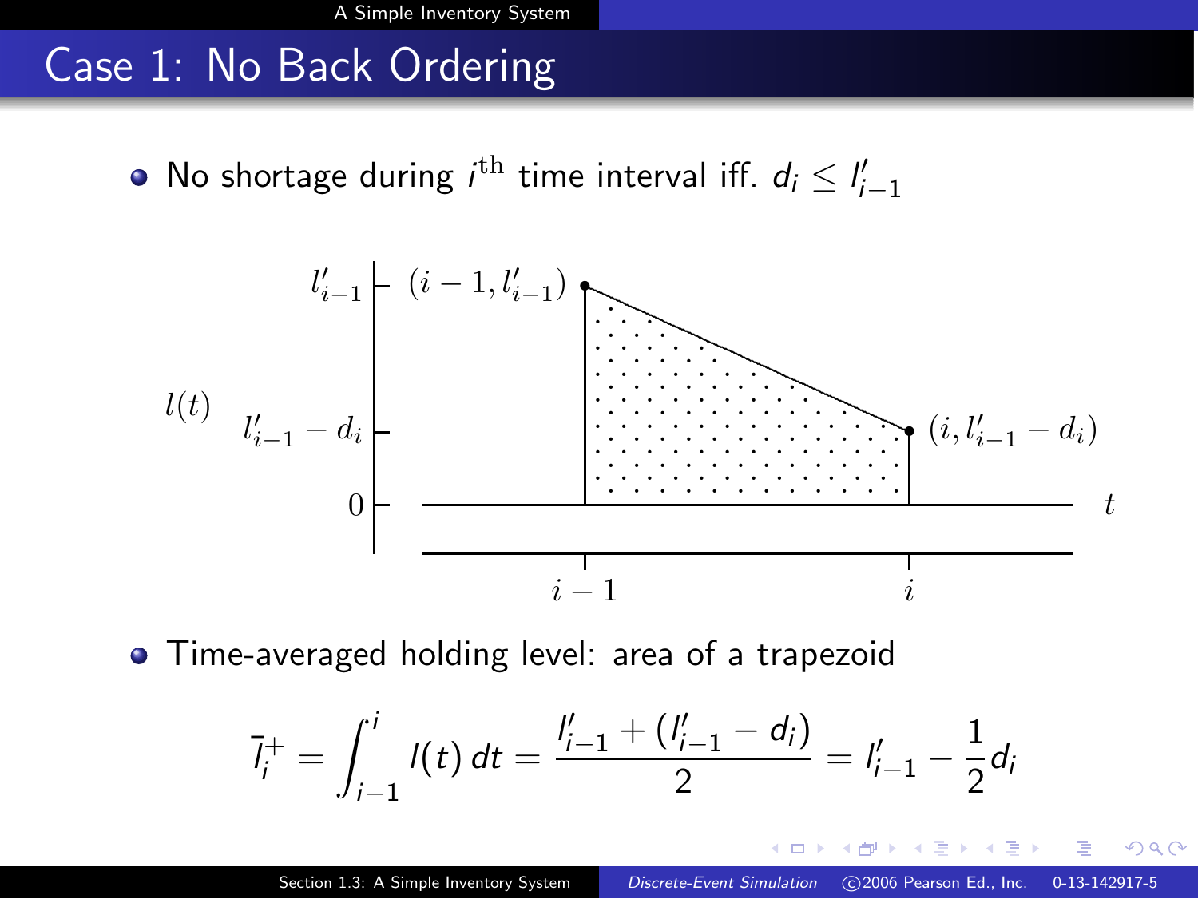# Case 1: No Back Ordering

- No shortage during $i^{\text{th}}$ time interval iff. $d_i \le l'_{i-1}$

$l'_{i-1}$

$(i-1, l'_{i-1})$

$l(t)$

$l'_{i-1} - d_i$

$(i, l'_{i-1} - d_i)$

0

$t$

$i-1$

$i$

- Time-averaged holding level: area of a trapezoid

$$\bar{l}_i^+ = \int_{i-1}^{i} l(t)\, dt = \frac{l'_{i-1} + (l'_{i-1} - d_i)}{2} = l'_{i-1} - \frac{1}{2} d_i$$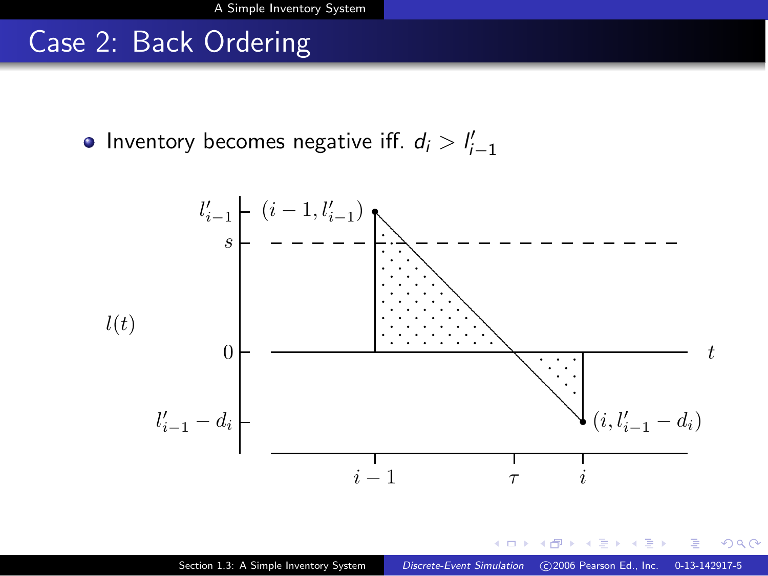# Case 2: Back Ordering

- Inventory becomes negative iff. $d_i > l'_{i-1}$

$l'_{i-1}$

$(i-1, l'_{i-1})$

$s$

$l(t)$

$0$

$t$

$l'_{i-1} - d_i$

$(i, l'_{i-1} - d_i)$

$i-1$

$\tau$

$i$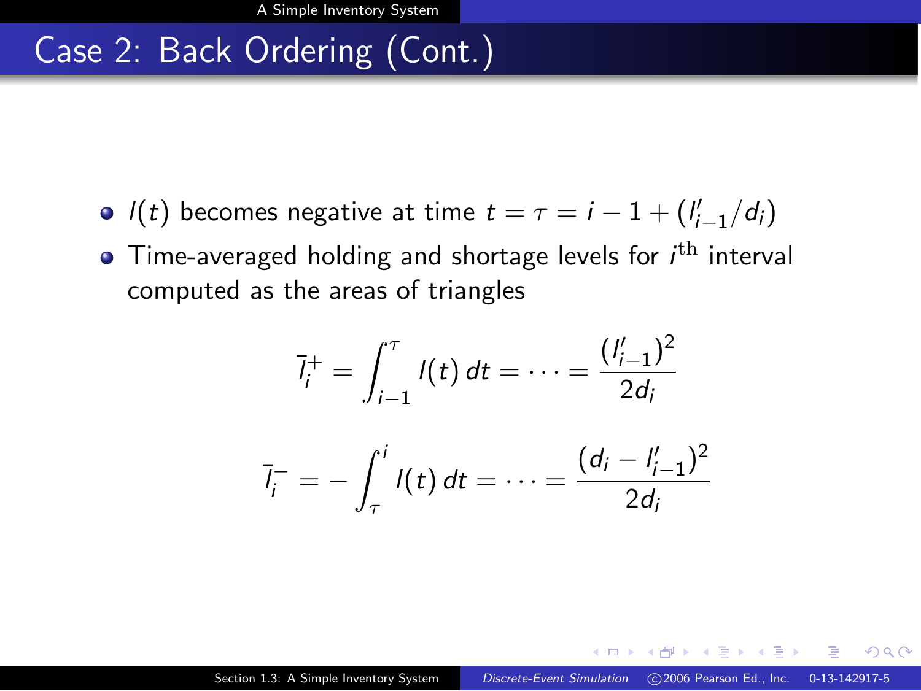# Case 2: Back Ordering (Cont.)

- $l(t)$ becomes negative at time $t = \tau = i - 1 + (l'_{i-1}/d_i)$
- Time-averaged holding and shortage levels for $i^{\text{th}}$ interval computed as the areas of triangles

$$\bar{l}_i^+ = \int_{i-1}^{\tau} l(t)\,dt = \cdots = \frac{(l'_{i-1})^2}{2d_i}$$

$$\bar{l}_i^- = -\int_{\tau}^{i} l(t)\,dt = \cdots = \frac{(d_i - l'_{i-1})^2}{2d_i}$$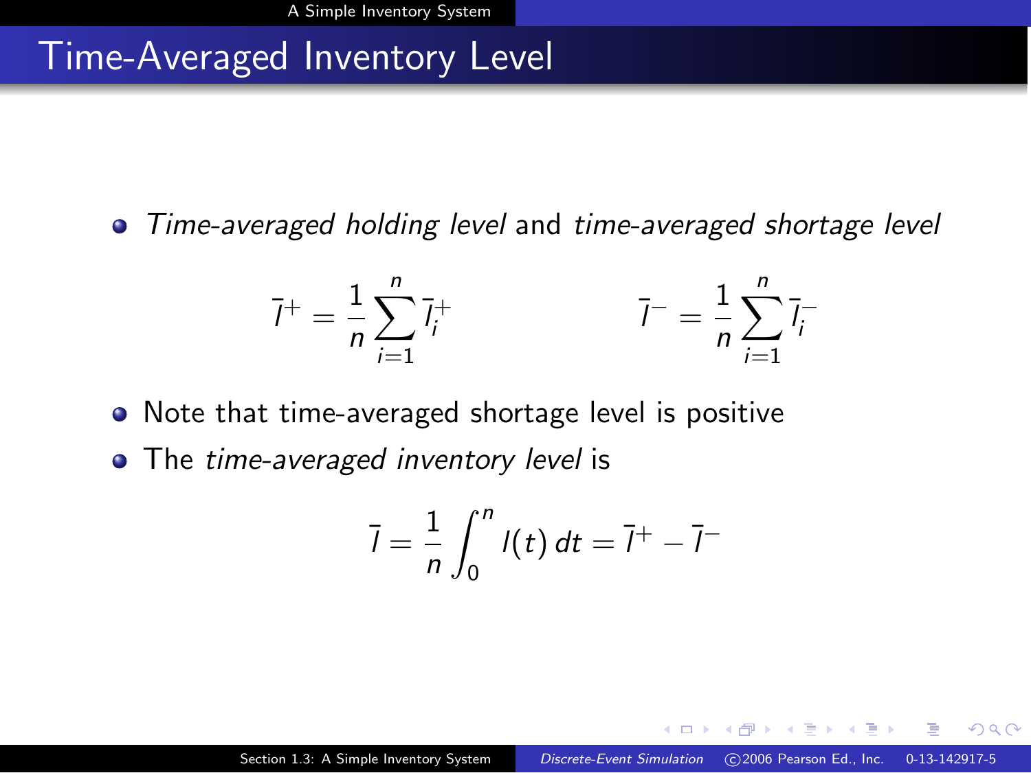# Time-Averaged Inventory Level

- *Time-averaged holding level* and *time-averaged shortage level*

$$\bar{l}^+ = \frac{1}{n}\sum_{i=1}^{n} \bar{l}_i^+ \qquad\qquad \bar{l}^- = \frac{1}{n}\sum_{i=1}^{n} \bar{l}_i^-$$

- Note that time-averaged shortage level is positive
- The *time-averaged inventory level* is

$$\bar{l} = \frac{1}{n}\int_0^n l(t)\,dt = \bar{l}^+ - \bar{l}^-$$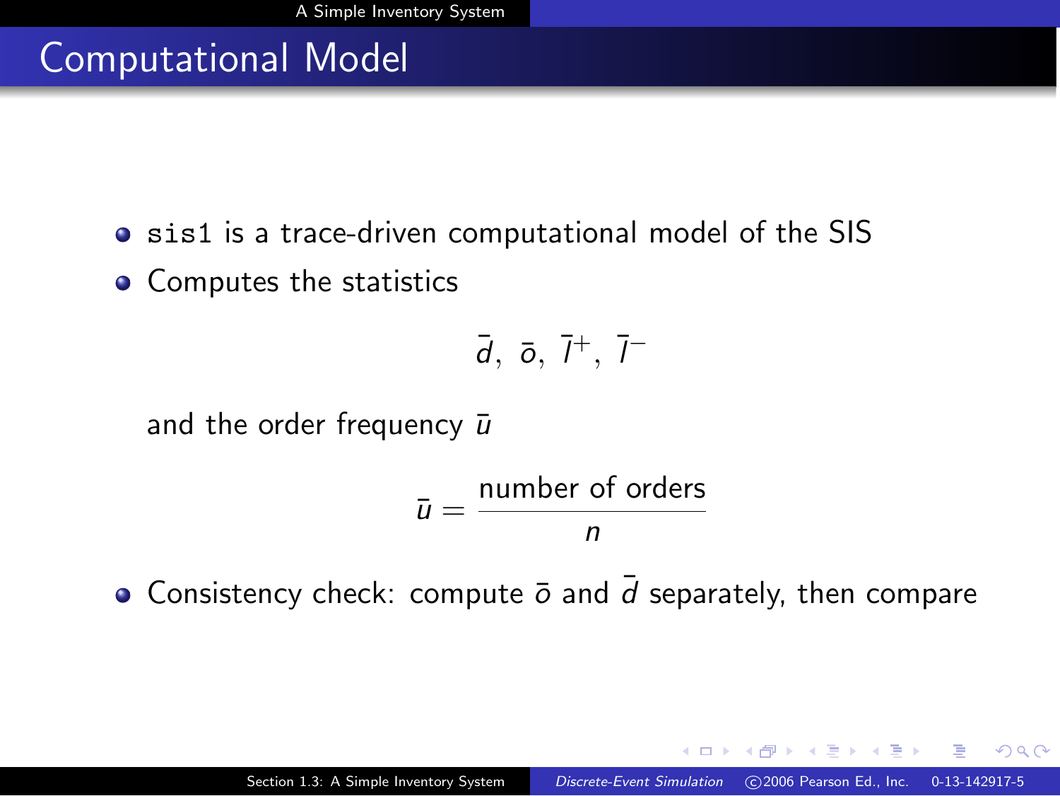# Computational Model

- `sis1` is a trace-driven computational model of the SIS
- Computes the statistics

$$\bar{d}, \ \bar{o}, \ \bar{l}^{+}, \ \bar{l}^{-}$$

  and the order frequency $\bar{u}$

$$\bar{u} = \frac{\text{number of orders}}{n}$$

- Consistency check: compute $\bar{o}$ and $\bar{d}$ separately, then compare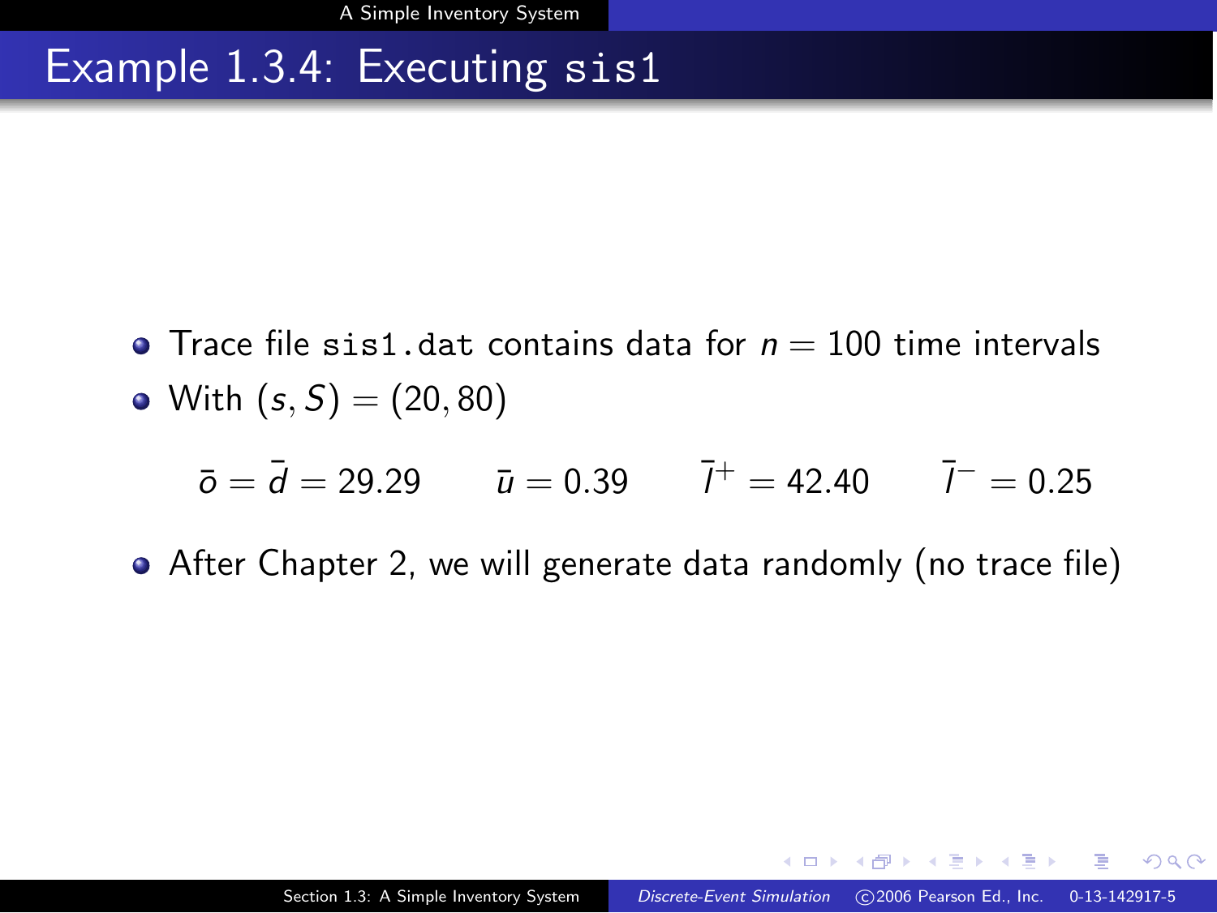# Example 1.3.4: Executing `sis1`

- Trace file `sis1.dat` contains data for $n = 100$ time intervals
- With $(s, S) = (20, 80)$

$$\bar{o} = \bar{d} = 29.29 \qquad \bar{u} = 0.39 \qquad \bar{l}^{+} = 42.40 \qquad \bar{l}^{-} = 0.25$$

- After Chapter 2, we will generate data randomly (no trace file)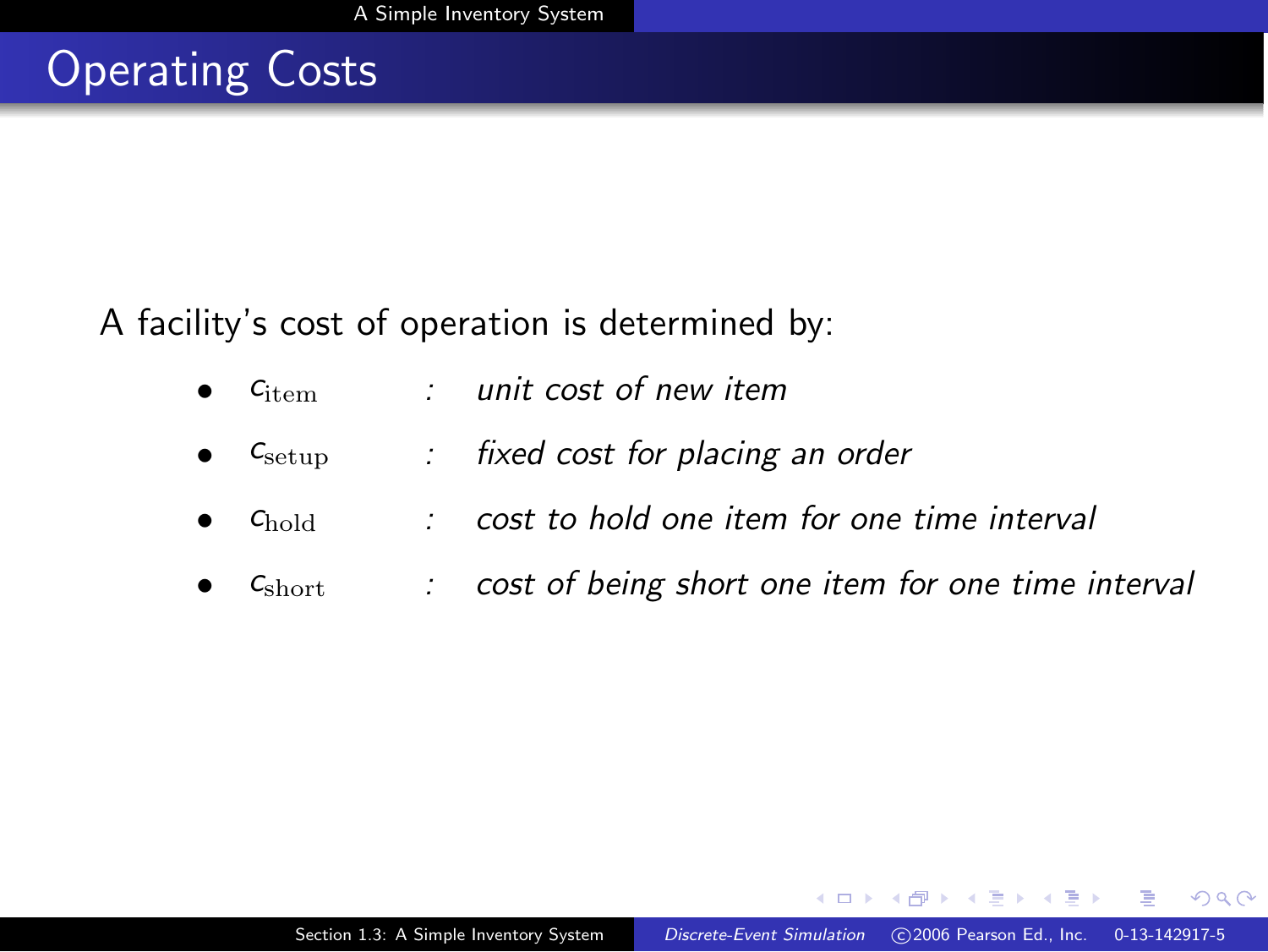## Operating Costs

A facility's cost of operation is determined by:

- $c_{\text{item}}$ : *unit cost of new item*
- $c_{\text{setup}}$ : *fixed cost for placing an order*
- $c_{\text{hold}}$ : *cost to hold one item for one time interval*
- $c_{\text{short}}$ : *cost of being short one item for one time interval*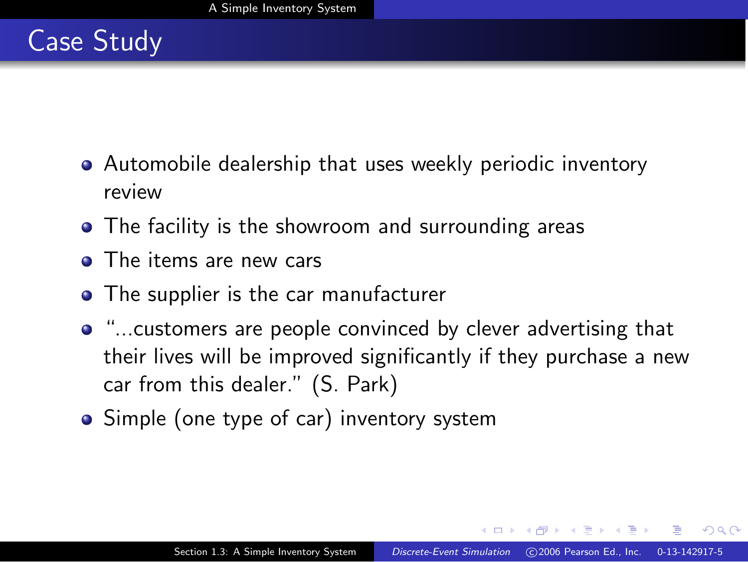## Case Study

- Automobile dealership that uses weekly periodic inventory review
- The facility is the showroom and surrounding areas
- The items are new cars
- The supplier is the car manufacturer
- "...customers are people convinced by clever advertising that their lives will be improved significantly if they purchase a new car from this dealer." (S. Park)
- Simple (one type of car) inventory system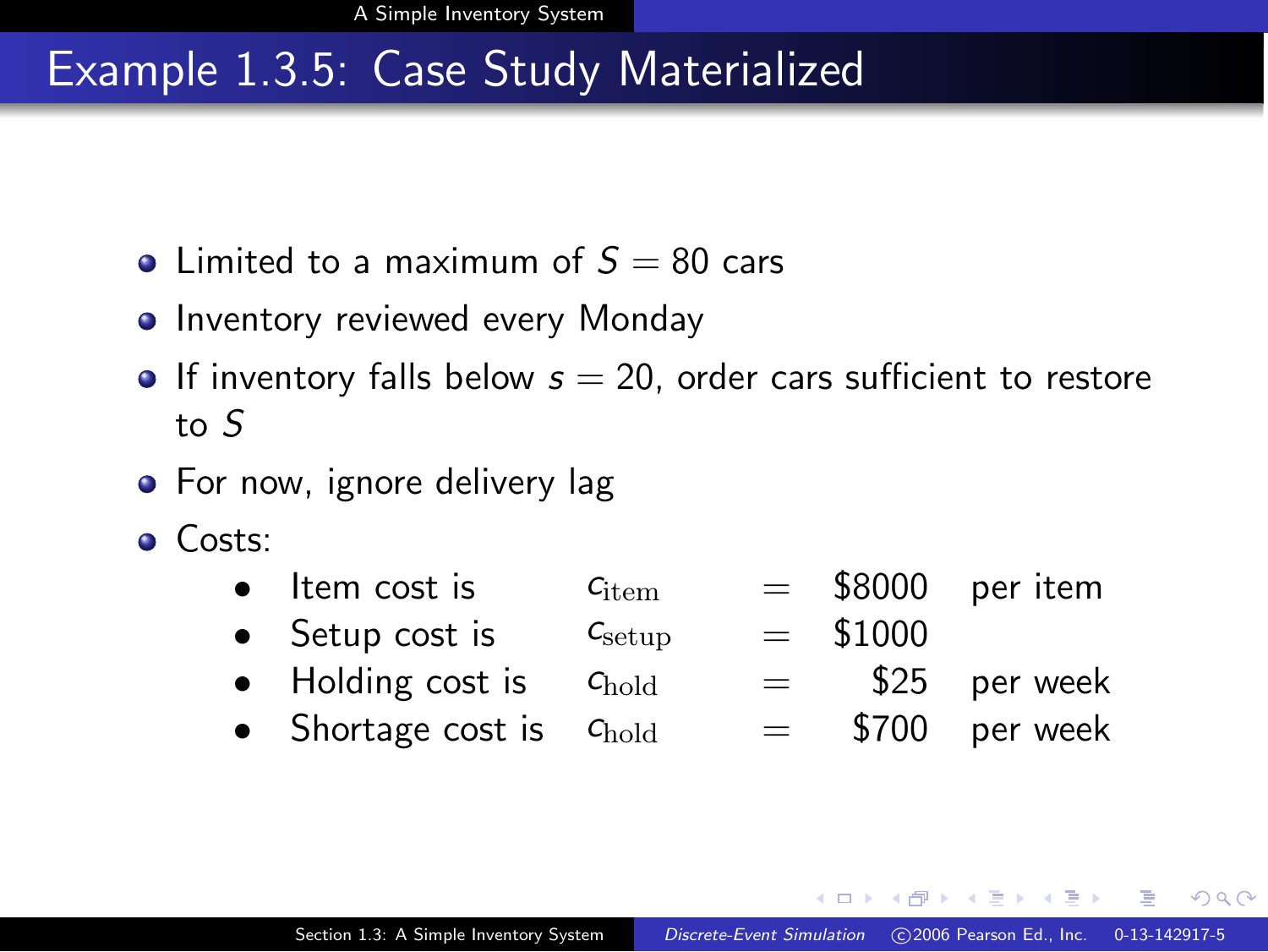# Example 1.3.5: Case Study Materialized

- Limited to a maximum of $S = 80$ cars
- Inventory reviewed every Monday
- If inventory falls below $s = 20$, order cars sufficient to restore to $S$
- For now, ignore delivery lag
- Costs:
  - Item cost is $c_{\text{item}} = \$8000$ per item
  - Setup cost is $c_{\text{setup}} = \$1000$
  - Holding cost is $c_{\text{hold}} = \$25$ per week
  - Shortage cost is $c_{\text{hold}} = \$700$ per week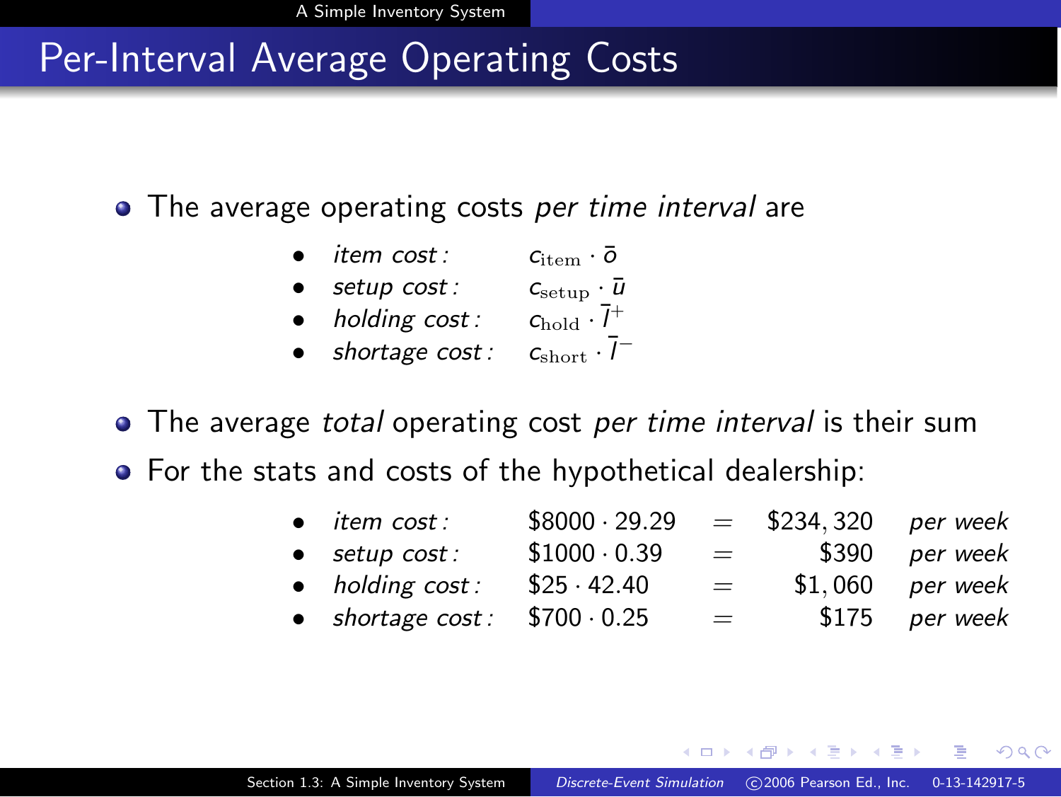# Per-Interval Average Operating Costs

- The average operating costs *per time interval* are

| | |
|---|---|
| *item cost :* | $c_{\text{item}} \cdot \bar{o}$ |
| *setup cost :* | $c_{\text{setup}} \cdot \bar{u}$ |
| *holding cost :* | $c_{\text{hold}} \cdot \bar{l}^{+}$ |
| *shortage cost :* | $c_{\text{short}} \cdot \bar{l}^{-}$ |

- The average *total* operating cost *per time interval* is their sum
- For the stats and costs of the hypothetical dealership:

| | | | | |
|---|---|---|---|---|
| *item cost :* | $\$8000 \cdot 29.29$ | $=$ | $\$234,320$ | *per week* |
| *setup cost :* | $\$1000 \cdot 0.39$ | $=$ | $\$390$ | *per week* |
| *holding cost :* | $\$25 \cdot 42.40$ | $=$ | $\$1,060$ | *per week* |
| *shortage cost :* | $\$700 \cdot 0.25$ | $=$ | $\$175$ | *per week* |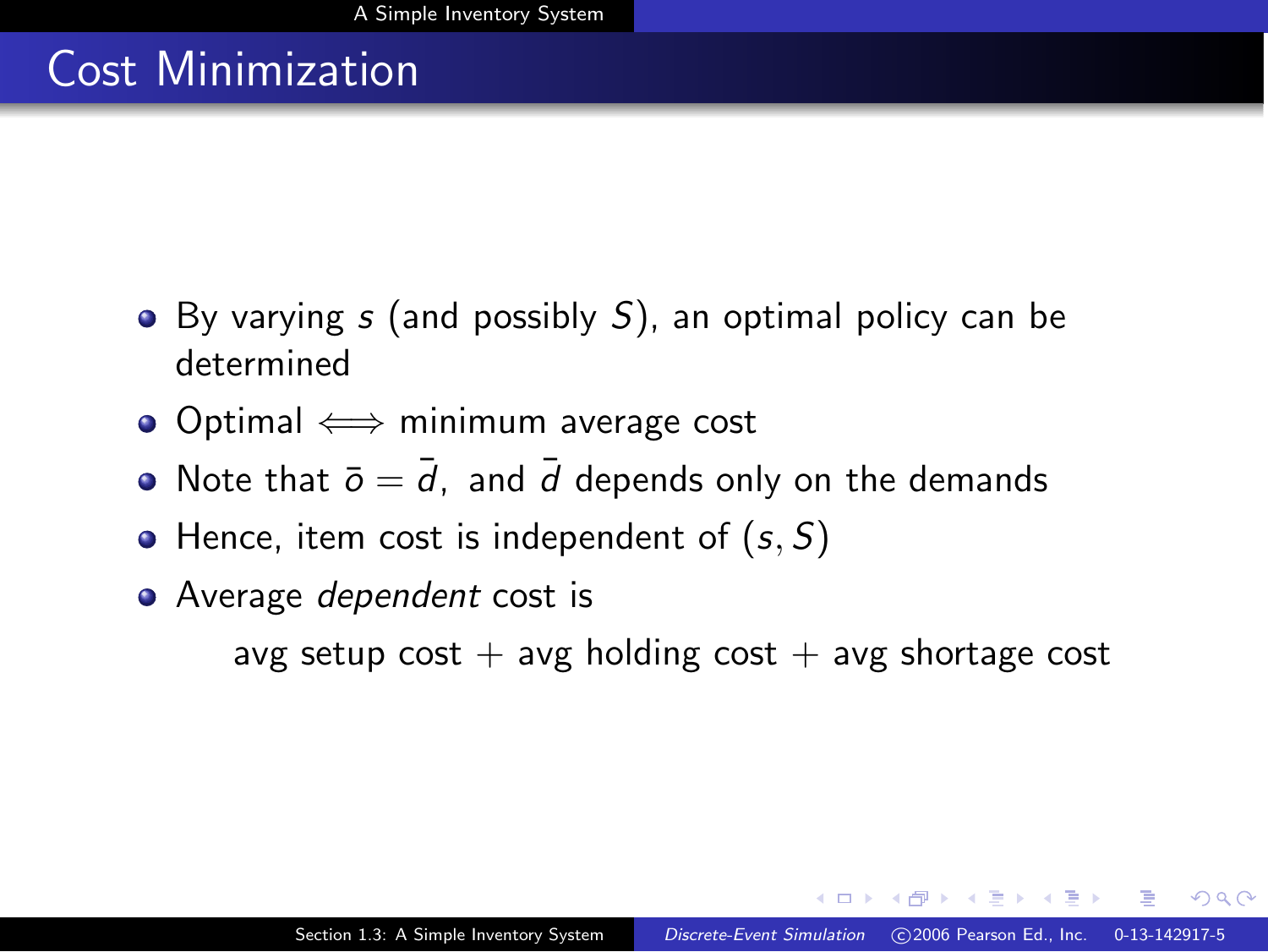# Cost Minimization

- By varying $s$ (and possibly $S$), an optimal policy can be determined
- Optimal $\Longleftrightarrow$ minimum average cost
- Note that $\bar{o} = \bar{d}$, and $\bar{d}$ depends only on the demands
- Hence, item cost is independent of $(s, S)$
- Average *dependent* cost is

  avg setup cost + avg holding cost + avg shortage cost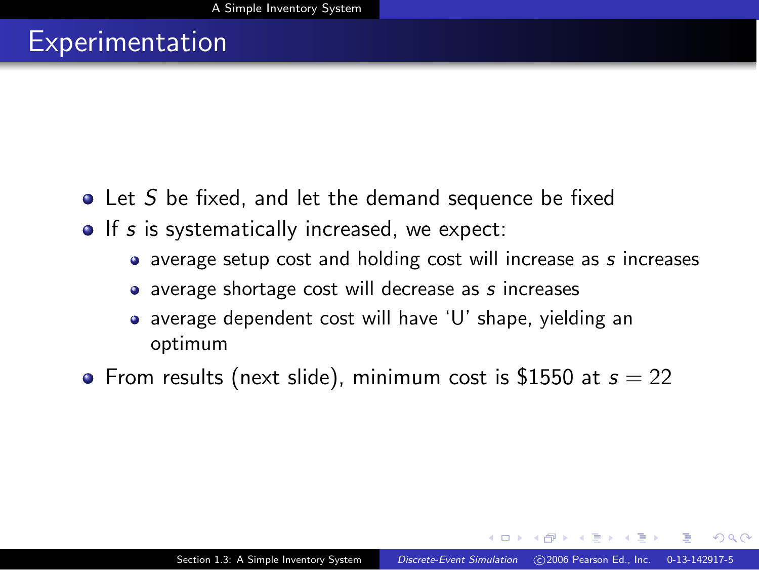# Experimentation

- Let $S$ be fixed, and let the demand sequence be fixed
- If $s$ is systematically increased, we expect:
  - average setup cost and holding cost will increase as $s$ increases
  - average shortage cost will decrease as $s$ increases
  - average dependent cost will have 'U' shape, yielding an optimum
- From results (next slide), minimum cost is \$1550 at $s = 22$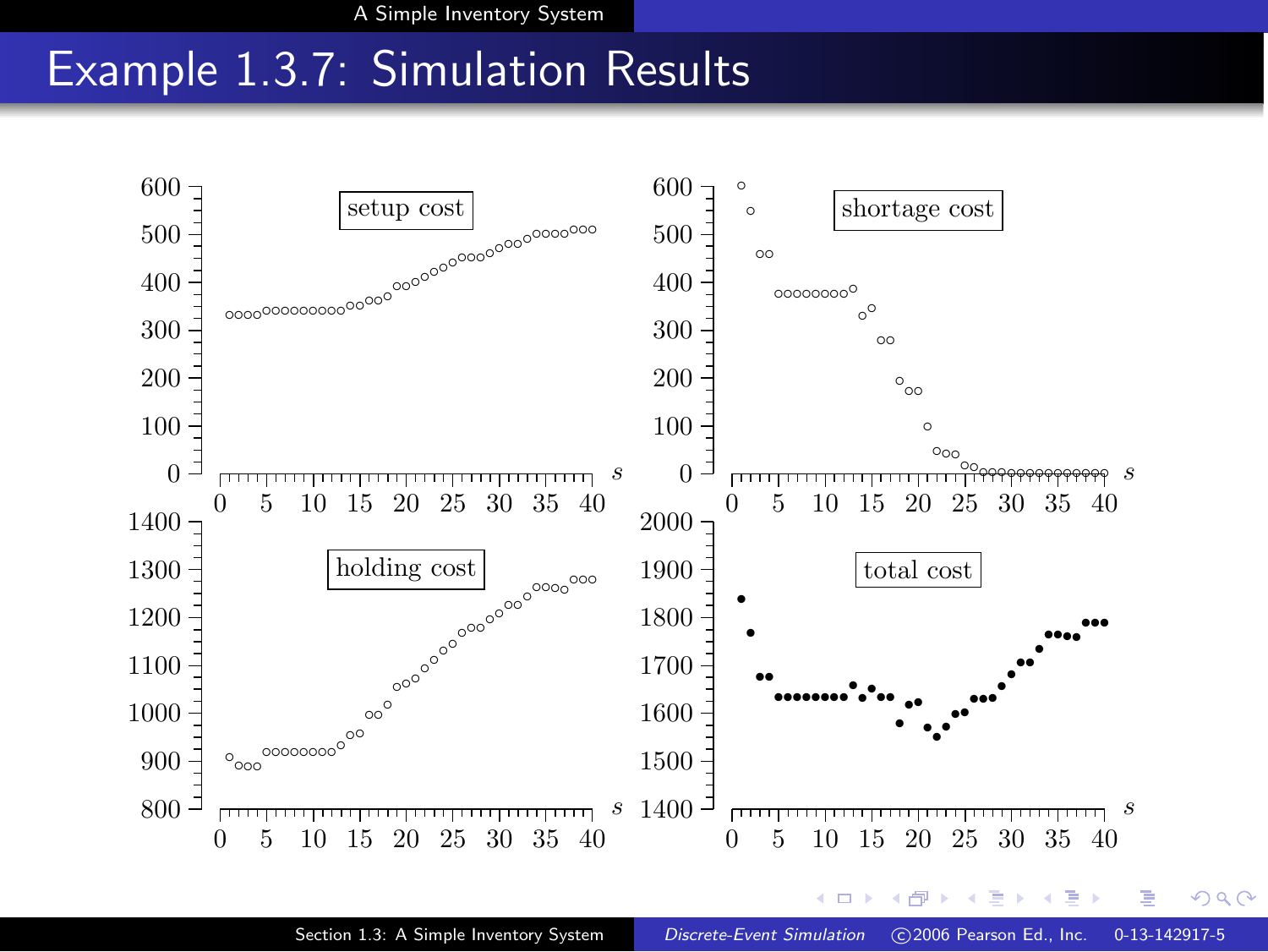# Example 1.3.7: Simulation Results

setup cost

600
500
400
300
200
100
0

0 5 10 15 20 25 30 35 40 $s$

shortage cost

600
500
400
300
200
100
0

0 5 10 15 20 25 30 35 40 $s$

holding cost

1400
1300
1200
1100
1000
900
800

0 5 10 15 20 25 30 35 40 $s$

total cost

2000
1900
1800
1700
1600
1500
1400

0 5 10 15 20 25 30 35 40 $s$